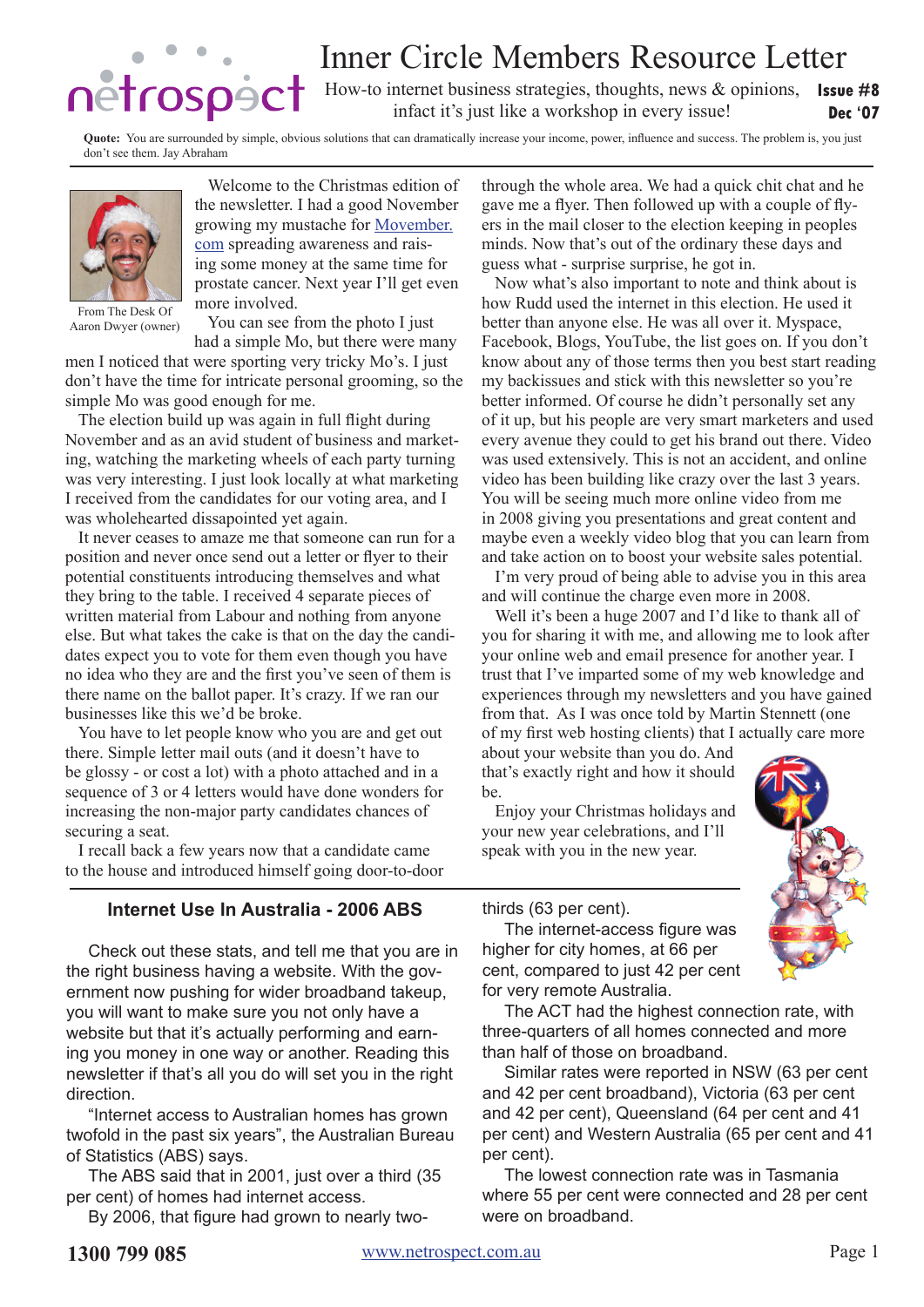# Inner Circle Members Resource Letter

How-to internet business strategies, thoughts, news & opinions, infact it's just like a workshop in every issue!

**Issue #8**
**Dec '07**

**Quote:** You are surrounded by simple, obvious solutions that can dramatically increase your income, power, influence and success. The problem is, you just don't see them. Jay Abraham

From The Desk Of Aaron Dwyer (owner)

Welcome to the Christmas edition of the newsletter. I had a good November growing my mustache for Movember.com spreading awareness and raising some money at the same time for prostate cancer. Next year I'll get even more involved.

You can see from the photo I just had a simple Mo, but there were many men I noticed that were sporting very tricky Mo's. I just don't have the time for intricate personal grooming, so the simple Mo was good enough for me.

The election build up was again in full flight during November and as an avid student of business and marketing, watching the marketing wheels of each party turning was very interesting. I just look locally at what marketing I received from the candidates for our voting area, and I was wholehearted dissapointed yet again.

It never ceases to amaze me that someone can run for a position and never once send out a letter or flyer to their potential constituents introducing themselves and what they bring to the table. I received 4 separate pieces of written material from Labour and nothing from anyone else. But what takes the cake is that on the day the candidates expect you to vote for them even though you have no idea who they are and the first you've seen of them is there name on the ballot paper. It's crazy. If we ran our businesses like this we'd be broke.

You have to let people know who you are and get out there. Simple letter mail outs (and it doesn't have to be glossy - or cost a lot) with a photo attached and in a sequence of 3 or 4 letters would have done wonders for increasing the non-major party candidates chances of securing a seat.

I recall back a few years now that a candidate came to the house and introduced himself going door-to-door through the whole area. We had a quick chit chat and he gave me a flyer. Then followed up with a couple of flyers in the mail closer to the election keeping in peoples minds. Now that's out of the ordinary these days and guess what - surprise surprise, he got in.

Now what's also important to note and think about is how Rudd used the internet in this election. He used it better than anyone else. He was all over it. Myspace, Facebook, Blogs, YouTube, the list goes on. If you don't know about any of those terms then you best start reading my backissues and stick with this newsletter so you're better informed. Of course he didn't personally set any of it up, but his people are very smart marketers and used every avenue they could to get his brand out there. Video was used extensively. This is not an accident, and online video has been building like crazy over the last 3 years. You will be seeing much more online video from me in 2008 giving you presentations and great content and maybe even a weekly video blog that you can learn from and take action on to boost your website sales potential.

I'm very proud of being able to advise you in this area and will continue the charge even more in 2008.

Well it's been a huge 2007 and I'd like to thank all of you for sharing it with me, and allowing me to look after your online web and email presence for another year. I trust that I've imparted some of my web knowledge and experiences through my newsletters and you have gained from that. As I was once told by Martin Stennett (one of my first web hosting clients) that I actually care more about your website than you do. And that's exactly right and how it should be.

Enjoy your Christmas holidays and your new year celebrations, and I'll speak with you in the new year.

## Internet Use In Australia - 2006 ABS

Check out these stats, and tell me that you are in the right business having a website. With the government now pushing for wider broadband takeup, you will want to make sure you not only have a website but that it's actually performing and earning you money in one way or another. Reading this newsletter if that's all you do will set you in the right direction.

"Internet access to Australian homes has grown twofold in the past six years", the Australian Bureau of Statistics (ABS) says.

The ABS said that in 2001, just over a third (35 per cent) of homes had internet access.

By 2006, that figure had grown to nearly two-thirds (63 per cent).

The internet-access figure was higher for city homes, at 66 per cent, compared to just 42 per cent for very remote Australia.

The ACT had the highest connection rate, with three-quarters of all homes connected and more than half of those on broadband.

Similar rates were reported in NSW (63 per cent and 42 per cent broadband), Victoria (63 per cent and 42 per cent), Queensland (64 per cent and 41 per cent) and Western Australia (65 per cent and 41 per cent).

The lowest connection rate was in Tasmania where 55 per cent were connected and 28 per cent were on broadband.

**1300 799 085** www.netrospect.com.au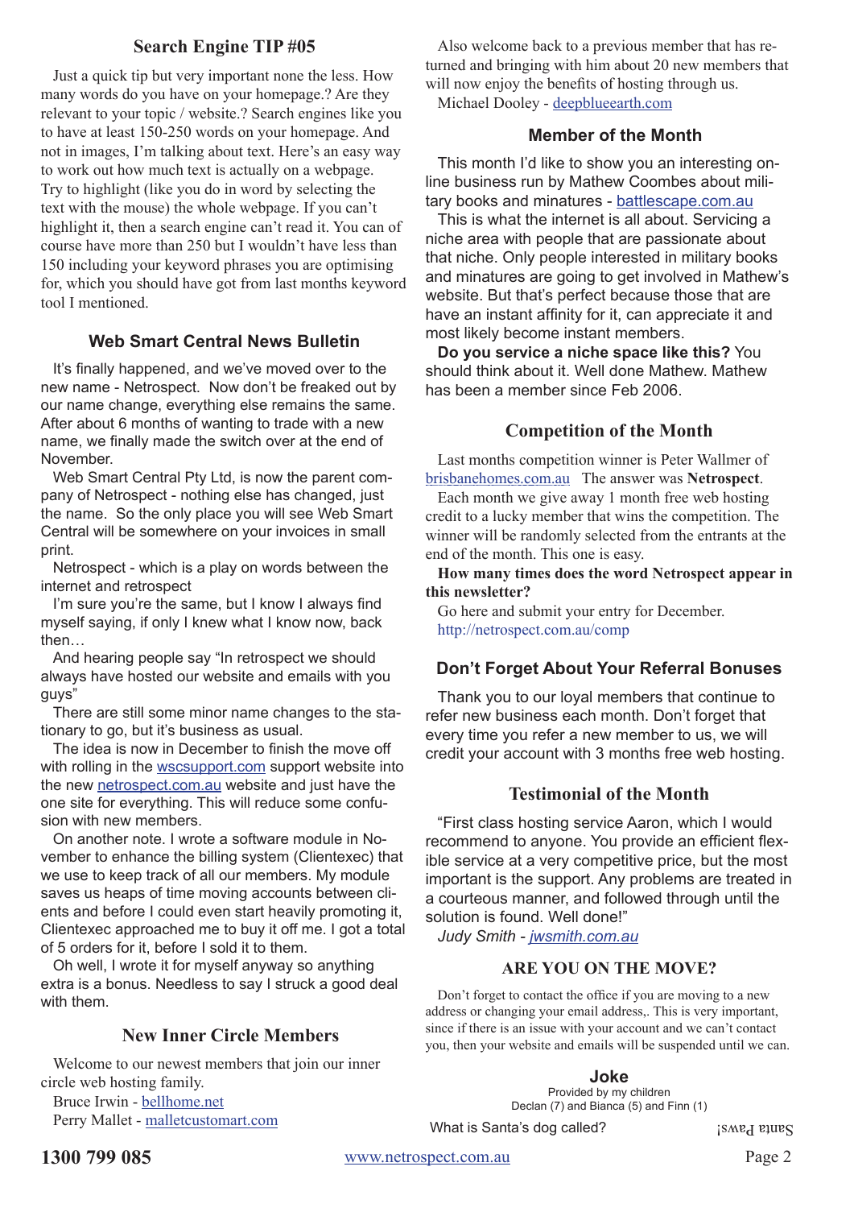## Search Engine TIP #05

Just a quick tip but very important none the less. How many words do you have on your homepage.? Are they relevant to your topic / website.? Search engines like you to have at least 150-250 words on your homepage. And not in images, I'm talking about text. Here's an easy way to work out how much text is actually on a webpage. Try to highlight (like you do in word by selecting the text with the mouse) the whole webpage. If you can't highlight it, then a search engine can't read it. You can of course have more than 250 but I wouldn't have less than 150 including your keyword phrases you are optimising for, which you should have got from last months keyword tool I mentioned.

## Web Smart Central News Bulletin

It's finally happened, and we've moved over to the new name - Netrospect. Now don't be freaked out by our name change, everything else remains the same. After about 6 months of wanting to trade with a new name, we finally made the switch over at the end of November.

Web Smart Central Pty Ltd, is now the parent company of Netrospect - nothing else has changed, just the name. So the only place you will see Web Smart Central will be somewhere on your invoices in small print.

Netrospect - which is a play on words between the internet and retrospect

I'm sure you're the same, but I know I always find myself saying, if only I knew what I know now, back then…

And hearing people say "In retrospect we should always have hosted our website and emails with you guys"

There are still some minor name changes to the stationary to go, but it's business as usual.

The idea is now in December to finish the move off with rolling in the wscsupport.com support website into the new netrospect.com.au website and just have the one site for everything. This will reduce some confusion with new members.

On another note. I wrote a software module in November to enhance the billing system (Clientexec) that we use to keep track of all our members. My module saves us heaps of time moving accounts between clients and before I could even start heavily promoting it, Clientexec approached me to buy it off me. I got a total of 5 orders for it, before I sold it to them.

Oh well, I wrote it for myself anyway so anything extra is a bonus. Needless to say I struck a good deal with them.

## New Inner Circle Members

Welcome to our newest members that join our inner circle web hosting family.

Bruce Irwin - bellhome.net
Perry Mallet - malletcustomart.com

Also welcome back to a previous member that has returned and bringing with him about 20 new members that will now enjoy the benefits of hosting through us.

Michael Dooley - deepblueearth.com

## Member of the Month

This month I'd like to show you an interesting online business run by Mathew Coombes about military books and minatures - battlescape.com.au

This is what the internet is all about. Servicing a niche area with people that are passionate about that niche. Only people interested in military books and minatures are going to get involved in Mathew's website. But that's perfect because those that are have an instant affinity for it, can appreciate it and most likely become instant members.

**Do you service a niche space like this?** You should think about it. Well done Mathew. Mathew has been a member since Feb 2006.

## Competition of the Month

Last months competition winner is Peter Wallmer of brisbanehomes.com.au The answer was **Netrospect**.

Each month we give away 1 month free web hosting credit to a lucky member that wins the competition. The winner will be randomly selected from the entrants at the end of the month. This one is easy.

**How many times does the word Netrospect appear in this newsletter?**

Go here and submit your entry for December.
http://netrospect.com.au/comp

## Don't Forget About Your Referral Bonuses

Thank you to our loyal members that continue to refer new business each month. Don't forget that every time you refer a new member to us, we will credit your account with 3 months free web hosting.

## Testimonial of the Month

"First class hosting service Aaron, which I would recommend to anyone. You provide an efficient flexible service at a very competitive price, but the most important is the support. Any problems are treated in a courteous manner, and followed through until the solution is found. Well done!"

*Judy Smith - jwsmith.com.au*

## ARE YOU ON THE MOVE?

Don't forget to contact the office if you are moving to a new address or changing your email address,. This is very important, since if there is an issue with your account and we can't contact you, then your website and emails will be suspended until we can.

### Joke

Provided by my children
Declan (7) and Bianca (5) and Finn (1)

What is Santa's dog called?

Santa Paws!

1300 799 085 www.netrospect.com.au